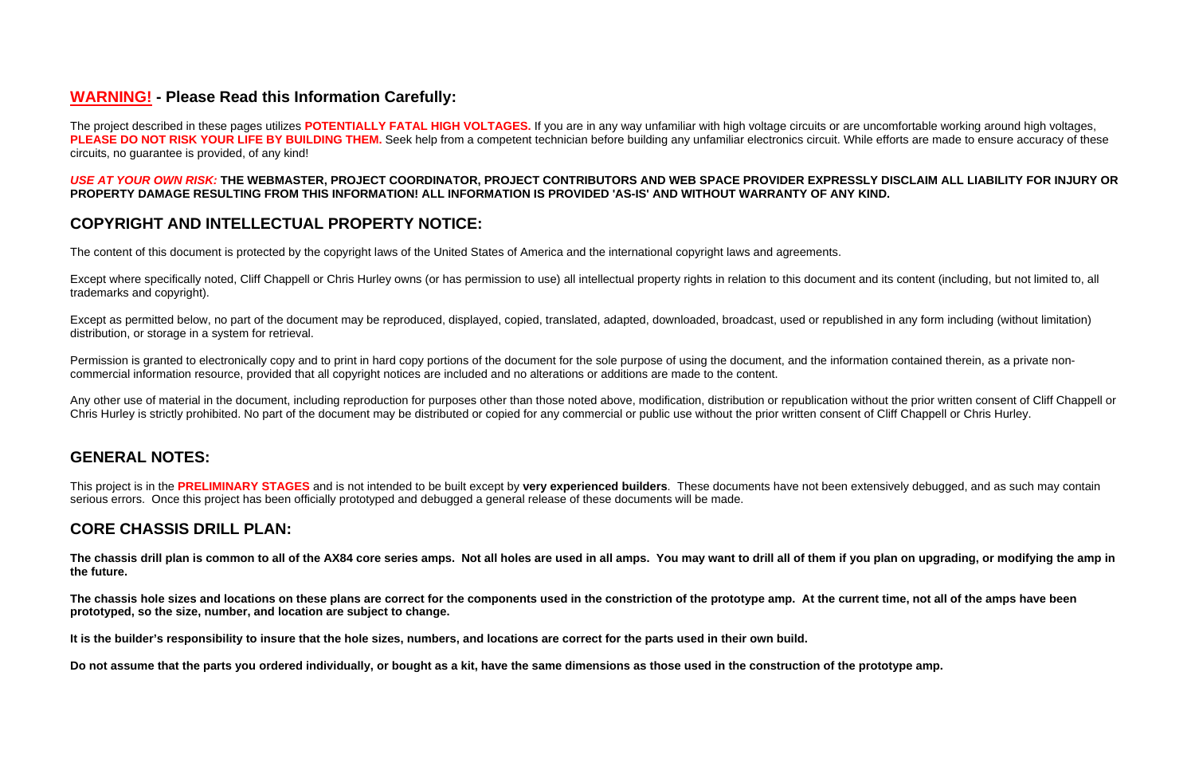## **WARNING!** - Please Read this Information Carefully:

The project described in these pages utilizes **POTENTIALLY FATAL HIGH VOLTAGES.** If you are in any way unfamiliar with high voltage circuits or are uncomfortable working around high voltages, **PLEASE DO NOT RISK YOUR LIFE BY BUILDING THEM.** Seek help from a competent technician before building any unfamiliar electronics circuit. While efforts are made to ensure accuracy of these circuits, no guarantee is provided, of any kind!

***USE AT YOUR OWN RISK:*** **THE WEBMASTER, PROJECT COORDINATOR, PROJECT CONTRIBUTORS AND WEB SPACE PROVIDER EXPRESSLY DISCLAIM ALL LIABILITY FOR INJURY OR PROPERTY DAMAGE RESULTING FROM THIS INFORMATION! ALL INFORMATION IS PROVIDED 'AS-IS' AND WITHOUT WARRANTY OF ANY KIND.**

## COPYRIGHT AND INTELLECTUAL PROPERTY NOTICE:

The content of this document is protected by the copyright laws of the United States of America and the international copyright laws and agreements.

Except where specifically noted, Cliff Chappell or Chris Hurley owns (or has permission to use) all intellectual property rights in relation to this document and its content (including, but not limited to, all trademarks and copyright).

Except as permitted below, no part of the document may be reproduced, displayed, copied, translated, adapted, downloaded, broadcast, used or republished in any form including (without limitation) distribution, or storage in a system for retrieval.

Permission is granted to electronically copy and to print in hard copy portions of the document for the sole purpose of using the document, and the information contained therein, as a private non-commercial information resource, provided that all copyright notices are included and no alterations or additions are made to the content.

Any other use of material in the document, including reproduction for purposes other than those noted above, modification, distribution or republication without the prior written consent of Cliff Chappell or Chris Hurley is strictly prohibited. No part of the document may be distributed or copied for any commercial or public use without the prior written consent of Cliff Chappell or Chris Hurley.

## GENERAL NOTES:

This project is in the **PRELIMINARY STAGES** and is not intended to be built except by **very experienced builders**. These documents have not been extensively debugged, and as such may contain serious errors. Once this project has been officially prototyped and debugged a general release of these documents will be made.

## CORE CHASSIS DRILL PLAN:

**The chassis drill plan is common to all of the AX84 core series amps. Not all holes are used in all amps. You may want to drill all of them if you plan on upgrading, or modifying the amp in the future.**

**The chassis hole sizes and locations on these plans are correct for the components used in the constriction of the prototype amp. At the current time, not all of the amps have been prototyped, so the size, number, and location are subject to change.**

**It is the builder's responsibility to insure that the hole sizes, numbers, and locations are correct for the parts used in their own build.**

**Do not assume that the parts you ordered individually, or bought as a kit, have the same dimensions as those used in the construction of the prototype amp.**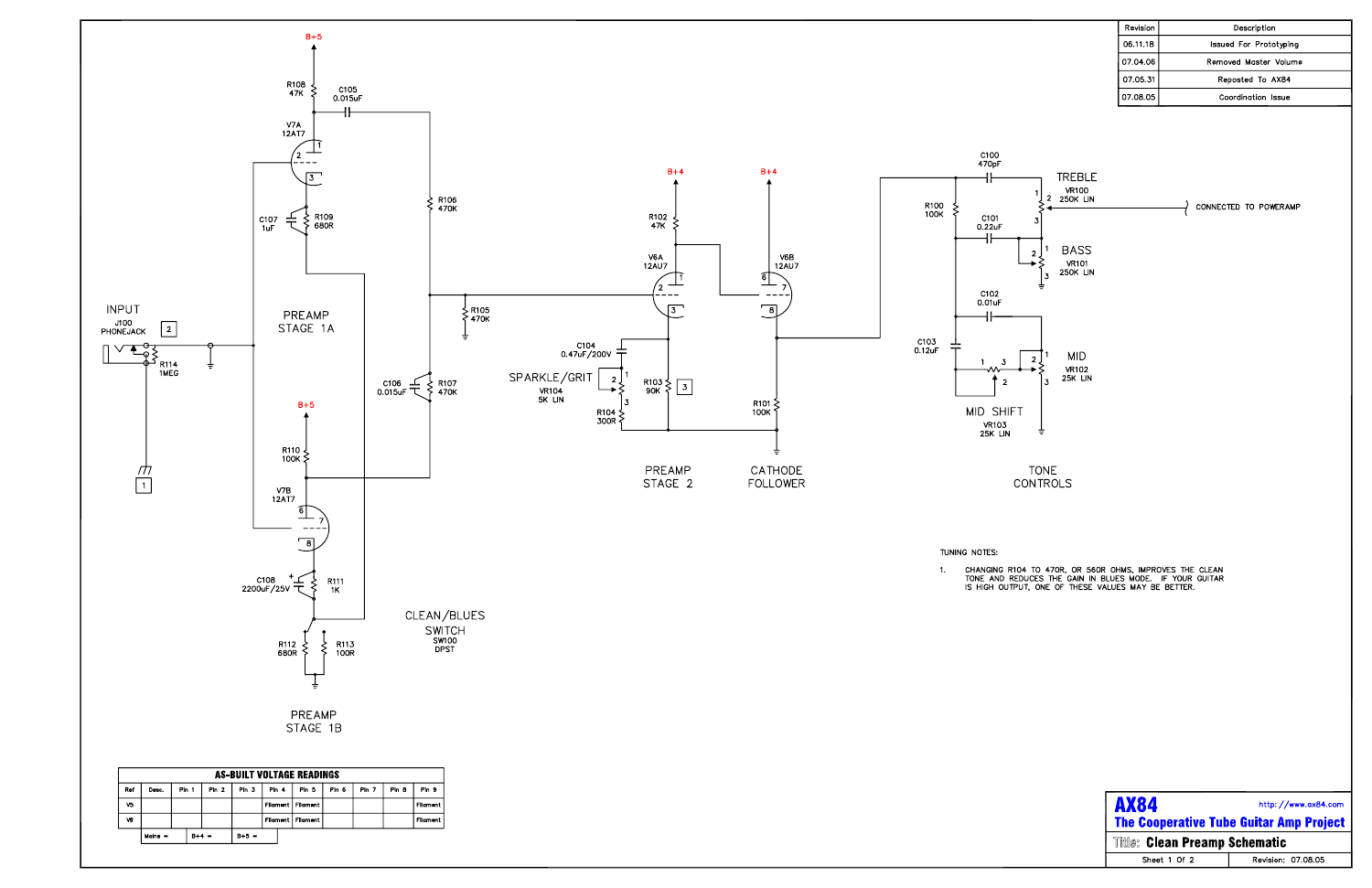| Revision | Description |
|---|---|
| 06.11.18 | Issued For Prototyping |
| 07.04.06 | Removed Master Volume |
| 07.05.31 | Reposted To AX84 |
| 07.08.05 | Coordination Issue |

INPUT
J100 PHONEJACK [2]
R114 1MEG
[1]

R108 47K
C105 0.015uF
V7A 12AT7
C107 1uF
R109 680R
R106 470K

PREAMP STAGE 1A

R105 470K
C106 0.015uF
R107 470K

R110 100K
V7B 12AT7
C108 2200uF/25V
R111 1K
R112 680R
R113 100R

PREAMP STAGE 1B

CLEAN/BLUES SWITCH
SW100 DPST

R102 47K
V6A 12AU7
C104 0.47uF/200V
SPARKLE/GRIT
VR104 5K LIN
R103 90K [3]
R104 300R

PREAMP STAGE 2

V6B 12AU7
R101 100K

CATHODE FOLLOWER

C100 470pF
TREBLE
VR100 250K LIN
CONNECTED TO POWERAMP
R100 100K
C101 0.22uF
BASS
VR101 250K LIN
C102 0.01uF
C103 0.12uF
MID
VR102 25K LIN
MID SHIFT
VR103 25K LIN

TONE CONTROLS

TUNING NOTES:

1. CHANGING R104 TO 470R, OR 560R OHMS, IMPROVES THE CLEAN TONE AND REDUCES THE GAIN IN BLUES MODE. IF YOUR GUITAR IS HIGH OUTPUT, ONE OF THESE VALUES MAY BE BETTER.

**AS-BUILT VOLTAGE READINGS**

| Ref | Desc. | Pin 1 | Pin 2 | Pin 3 | Pin 4 | Pin 5 | Pin 6 | Pin 7 | Pin 8 | Pin 9 |
|---|---|---|---|---|---|---|---|---|---|---|
| V5 | | | | | Filament | Filament | | | | Filament |
| V6 | | | | | Filament | Filament | | | | Filament |

Mains = B+4 = B+5 =

**AX84** http://www.ax84.com
**The Cooperative Tube Guitar Amp Project**
Title: **Clean Preamp Schematic**
Sheet 1 Of 2 Revision: 07.08.05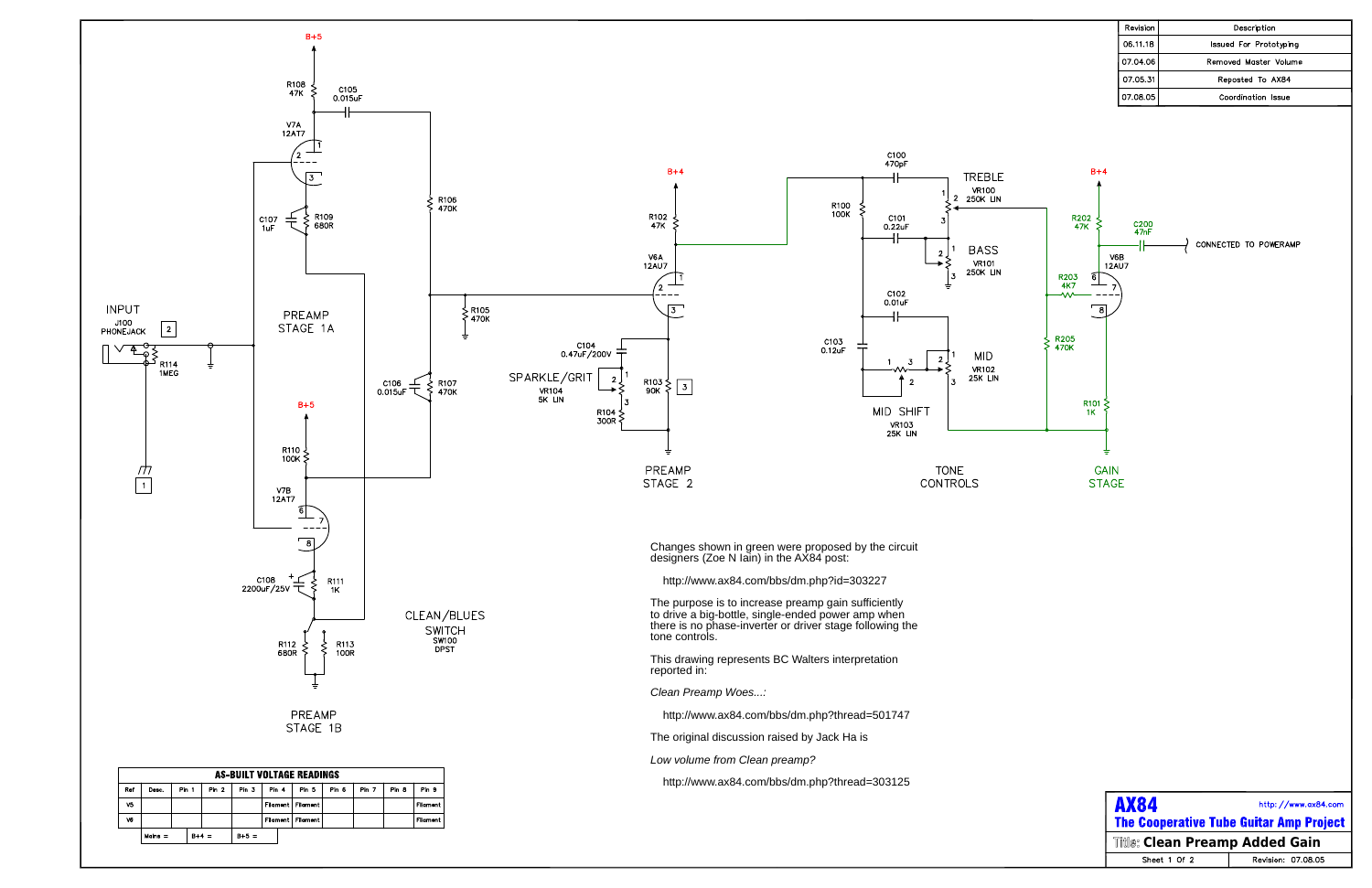| Revision | Description |
|---|---|
| 06.11.18 | Issued For Prototyping |
| 07.04.06 | Removed Master Volume |
| 07.05.31 | Reposted To AX84 |
| 07.08.05 | Coordination Issue |

INPUT
J100 PHONEJACK
R114 1MEG

PREAMP STAGE 1A

V7A 12AT7
R108 47K
C105 0.015uF
C107 1uF
R109 680R
R106 470K
R105 470K
C106 0.015uF
R107 470K
R110 100K

V7B 12AT7
C108 2200uF/25V
R111 1K
R112 680R
R113 100R

PREAMP STAGE 1B

CLEAN/BLUES SWITCH
SW100 DPST

V6A 12AU7
R102 47K
C104 0.47uF/200V
SPARKLE/GRIT
VR104 5K LIN
R103 90K
R104 300R

PREAMP STAGE 2

C100 470pF
TREBLE VR100 250K LIN
R100 100K
C101 0.22uF
BASS VR101 250K LIN
C102 0.01uF
C103 0.12uF
MID VR102 25K LIN
MID SHIFT VR103 25K LIN

TONE CONTROLS

R202 47K
C200 47nF
CONNECTED TO POWERAMP
V6B 12AU7
R203 4K7
R205 470K
R101 1K

GAIN STAGE

Changes shown in green were proposed by the circuit designers (Zoe N Iain) in the AX84 post:

http://www.ax84.com/bbs/dm.php?id=303227

The purpose is to increase preamp gain sufficiently to drive a big-bottle, single-ended power amp when there is no phase-inverter or driver stage following the tone controls.

This drawing represents BC Walters interpretation reported in:

*Clean Preamp Woes...:*

http://www.ax84.com/bbs/dm.php?thread=501747

The original discussion raised by Jack Ha is

*Low volume from Clean preamp?*

http://www.ax84.com/bbs/dm.php?thread=303125

**AS-BUILT VOLTAGE READINGS**

| Ref | Desc. | Pin 1 | Pin 2 | Pin 3 | Pin 4 | Pin 5 | Pin 6 | Pin 7 | Pin 8 | Pin 9 |
|---|---|---|---|---|---|---|---|---|---|---|
| V5 | | | | | Filament | Filament | | | | Filament |
| V6 | | | | | Filament | Filament | | | | Filament |

Mains = | B+4 = | B+5 =

**AX84** http://www.ax84.com
**The Cooperative Tube Guitar Amp Project**
**Title: Clean Preamp Added Gain**
Sheet 1 Of 2 | Revision: 07.08.05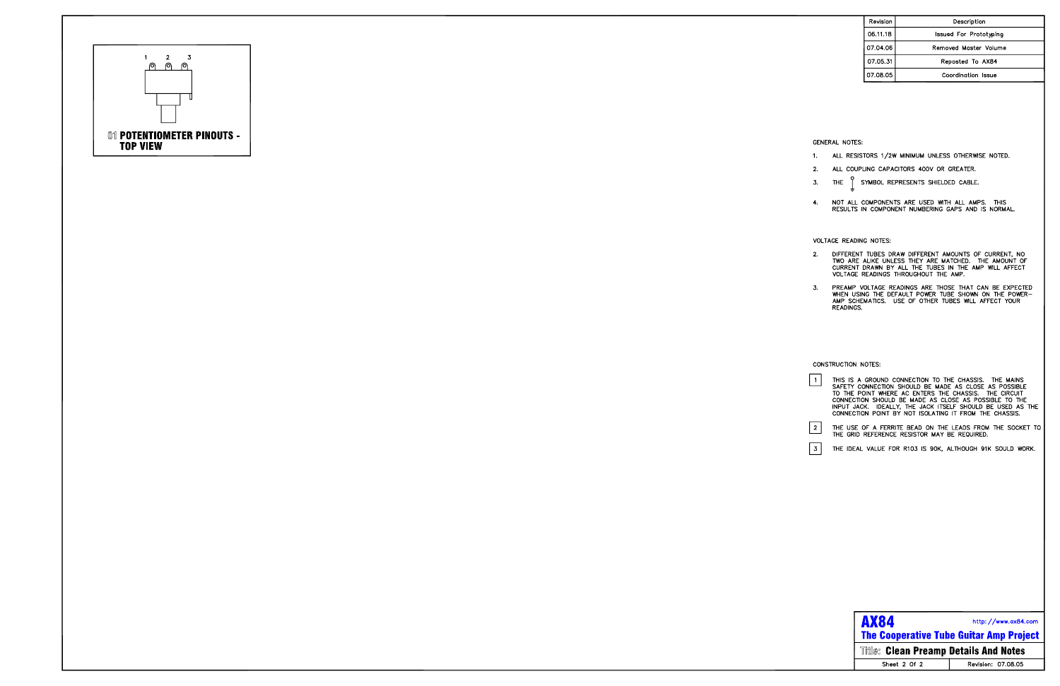1 2 3

**01 POTENTIOMETER PINOUTS - TOP VIEW**

| Revision | Description |
| --- | --- |
| 06.11.18 | Issued For Prototyping |
| 07.04.06 | Removed Master Volume |
| 07.05.31 | Reposted To AX84 |
| 07.08.05 | Coordination Issue |

GENERAL NOTES:

1. ALL RESISTORS 1/2W MINIMUM UNLESS OTHERWISE NOTED.
2. ALL COUPLING CAPACITORS 400V OR GREATER.
3. THE SYMBOL REPRESENTS SHIELDED CABLE.
4. NOT ALL COMPONENTS ARE USED WITH ALL AMPS. THIS RESULTS IN COMPONENT NUMBERING GAPS AND IS NORMAL.

VOLTAGE READING NOTES:

2. DIFFERENT TUBES DRAW DIFFERENT AMOUNTS OF CURRENT, NO TWO ARE ALIKE UNLESS THEY ARE MATCHED. THE AMOUNT OF CURRENT DRAWN BY ALL THE TUBES IN THE AMP WILL AFFECT VOLTAGE READINGS THROUGHOUT THE AMP.
3. PREAMP VOLTAGE READINGS ARE THOSE THAT CAN BE EXPECTED WHEN USING THE DEFAULT POWER TUBE SHOWN ON THE POWER-AMP SCHEMATICS. USE OF OTHER TUBES WILL AFFECT YOUR READINGS.

CONSTRUCTION NOTES:

1. THIS IS A GROUND CONNECTION TO THE CHASSIS. THE MAINS SAFETY CONNECTION SHOULD BE MADE AS CLOSE AS POSSIBLE TO THE POINT WHERE AC ENTERS THE CHASSIS. THE CIRCUIT CONNECTION SHOULD BE MADE AS CLOSE AS POSSIBLE TO THE INPUT JACK. IDEALLY, THE JACK ITSELF SHOULD BE USED AS THE CONNECTION POINT BY NOT ISOLATING IT FROM THE CHASSIS.
2. THE USE OF A FERRITE BEAD ON THE LEADS FROM THE SOCKET TO THE GRID REFERENCE RESISTOR MAY BE REQUIRED.
3. THE IDEAL VALUE FOR R103 IS 90K, ALTHOUGH 91K SOULD WORK.

**AX84** http://www.ax84.com

**The Cooperative Tube Guitar Amp Project**

Title: **Clean Preamp Details And Notes**

Sheet 2 Of 2 | Revision: 07.08.05